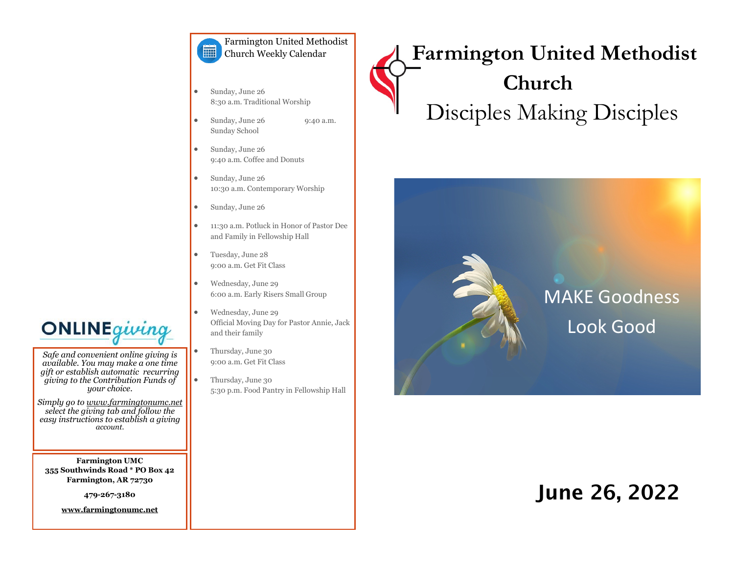# Farmington United Methodist Church

## Disciples Making Disciples

MAKE Goodness Look Good

## June 26, 2022

### Farmington United Methodist Church Weekly Calendar

- Sunday, June 26
  8:30 a.m. Traditional Worship
- Sunday, June 26 9:40 a.m.
  Sunday School
- Sunday, June 26
  9:40 a.m. Coffee and Donuts
- Sunday, June 26
  10:30 a.m. Contemporary Worship
- Sunday, June 26
- 11:30 a.m. Potluck in Honor of Pastor Dee and Family in Fellowship Hall
- Tuesday, June 28
  9:00 a.m. Get Fit Class
- Wednesday, June 29
  6:00 a.m. Early Risers Small Group
- Wednesday, June 29
  Official Moving Day for Pastor Annie, Jack and their family
- Thursday, June 30
  9:00 a.m. Get Fit Class
- Thursday, June 30
  5:30 p.m. Food Pantry in Fellowship Hall

### ONLINE giving

*Safe and convenient online giving is available. You may make a one time gift or establish automatic recurring giving to the Contribution Funds of your choice.*

*Simply go to www.farmingtonumc.net select the giving tab and follow the easy instructions to establish a giving account.*

**Farmington UMC**
**355 Southwinds Road * PO Box 42**
**Farmington, AR 72730**

**479-267-3180**

**www.farmingtonumc.net**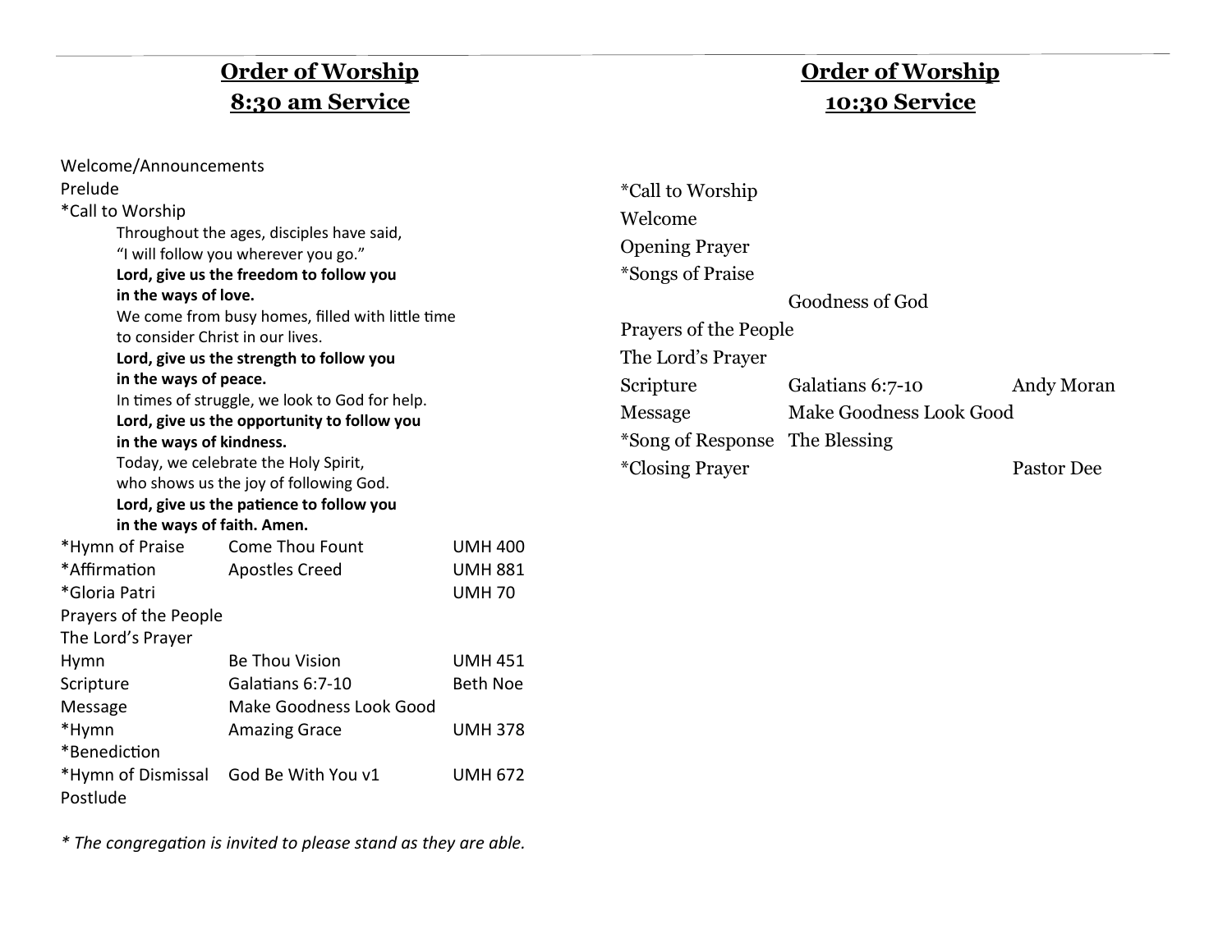## Order of Worship
## 8:30 am Service

Welcome/Announcements
Prelude
*Call to Worship

> Throughout the ages, disciples have said,
> "I will follow you wherever you go."
> **Lord, give us the freedom to follow you**
> **in the ways of love.**
> We come from busy homes, filled with little time
> to consider Christ in our lives.
> **Lord, give us the strength to follow you**
> **in the ways of peace.**
> In times of struggle, we look to God for help.
> **Lord, give us the opportunity to follow you**
> **in the ways of kindness.**
> Today, we celebrate the Holy Spirit,
> who shows us the joy of following God.
> **Lord, give us the patience to follow you**
> **in the ways of faith. Amen.**

| | | |
|---|---|---|
| *Hymn of Praise | Come Thou Fount | UMH 400 |
| *Affirmation | Apostles Creed | UMH 881 |
| *Gloria Patri | | UMH 70 |
| Prayers of the People | | |
| The Lord's Prayer | | |
| Hymn | Be Thou Vision | UMH 451 |
| Scripture | Galatians 6:7-10 | Beth Noe |
| Message | Make Goodness Look Good | |
| *Hymn | Amazing Grace | UMH 378 |
| *Benediction | | |
| *Hymn of Dismissal | God Be With You v1 | UMH 672 |
| Postlude | | |

*\* The congregation is invited to please stand as they are able.*

## Order of Worship
## 10:30 Service

| | | |
|---|---|---|
| *Call to Worship | | |
| Welcome | | |
| Opening Prayer | | |
| *Songs of Praise | | |
| | Goodness of God | |
| Prayers of the People | | |
| The Lord's Prayer | | |
| Scripture | Galatians 6:7-10 | Andy Moran |
| Message | Make Goodness Look Good | |
| *Song of Response | The Blessing | |
| *Closing Prayer | | Pastor Dee |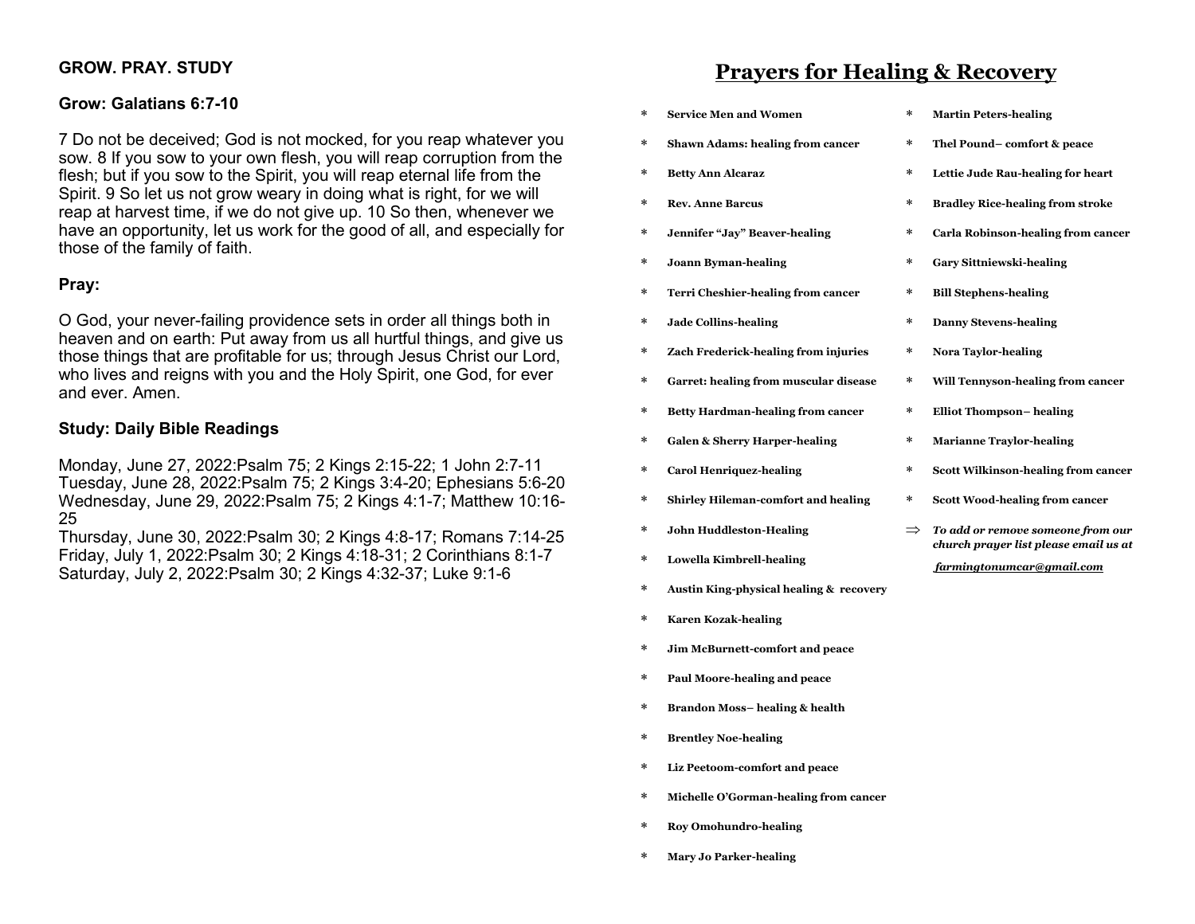**GROW. PRAY. STUDY**

**Grow: Galatians 6:7-10**

7 Do not be deceived; God is not mocked, for you reap whatever you sow. 8 If you sow to your own flesh, you will reap corruption from the flesh; but if you sow to the Spirit, you will reap eternal life from the Spirit. 9 So let us not grow weary in doing what is right, for we will reap at harvest time, if we do not give up. 10 So then, whenever we have an opportunity, let us work for the good of all, and especially for those of the family of faith.

**Pray:**

O God, your never-failing providence sets in order all things both in heaven and on earth: Put away from us all hurtful things, and give us those things that are profitable for us; through Jesus Christ our Lord, who lives and reigns with you and the Holy Spirit, one God, for ever and ever. Amen.

**Study: Daily Bible Readings**

Monday, June 27, 2022:Psalm 75; 2 Kings 2:15-22; 1 John 2:7-11
Tuesday, June 28, 2022:Psalm 75; 2 Kings 3:4-20; Ephesians 5:6-20
Wednesday, June 29, 2022:Psalm 75; 2 Kings 4:1-7; Matthew 10:16-25
Thursday, June 30, 2022:Psalm 30; 2 Kings 4:8-17; Romans 7:14-25
Friday, July 1, 2022:Psalm 30; 2 Kings 4:18-31; 2 Corinthians 8:1-7
Saturday, July 2, 2022:Psalm 30; 2 Kings 4:32-37; Luke 9:1-6

# Prayers for Healing & Recovery

- **Service Men and Women**
- **Shawn Adams: healing from cancer**
- **Betty Ann Alcaraz**
- **Rev. Anne Barcus**
- **Jennifer "Jay" Beaver-healing**
- **Joann Byman-healing**
- **Terri Cheshier-healing from cancer**
- **Jade Collins-healing**
- **Zach Frederick-healing from injuries**
- **Garret: healing from muscular disease**
- **Betty Hardman-healing from cancer**
- **Galen & Sherry Harper-healing**
- **Carol Henriquez-healing**
- **Shirley Hileman-comfort and healing**
- **John Huddleston-Healing**
- **Lowella Kimbrell-healing**
- **Austin King-physical healing & recovery**
- **Karen Kozak-healing**
- **Jim McBurnett-comfort and peace**
- **Paul Moore-healing and peace**
- **Brandon Moss– healing & health**
- **Brentley Noe-healing**
- **Liz Peetoom-comfort and peace**
- **Michelle O'Gorman-healing from cancer**
- **Roy Omohundro-healing**
- **Mary Jo Parker-healing**
- **Martin Peters-healing**
- **Thel Pound– comfort & peace**
- **Lettie Jude Rau-healing for heart**
- **Bradley Rice-healing from stroke**
- **Carla Robinson-healing from cancer**
- **Gary Sittniewski-healing**
- **Bill Stephens-healing**
- **Danny Stevens-healing**
- **Nora Taylor-healing**
- **Will Tennyson-healing from cancer**
- **Elliot Thompson– healing**
- **Marianne Traylor-healing**
- **Scott Wilkinson-healing from cancer**
- **Scott Wood-healing from cancer**

⇒ ***To add or remove someone from our church prayer list please email us at*** ***farmingtonumcar@gmail.com***